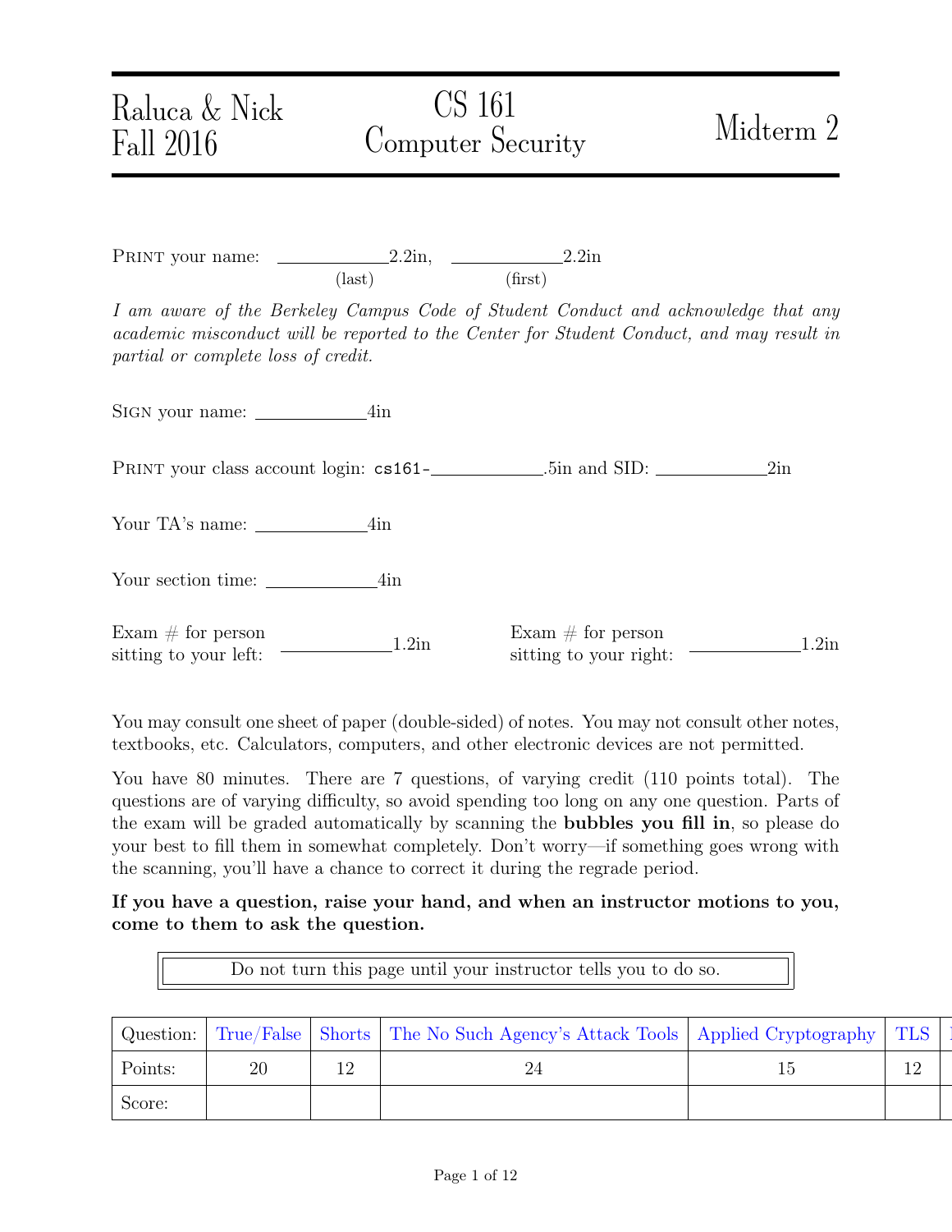Raluca & Nick
Fall 2016

# CS 161
# Computer Security

# Midterm 2

PRINT your name: ____________2.2in, ____________2.2in
(last) (first)

*I am aware of the Berkeley Campus Code of Student Conduct and acknowledge that any academic misconduct will be reported to the Center for Student Conduct, and may result in partial or complete loss of credit.*

SIGN your name: ____________4in

PRINT your class account login: cs161-____________.5in and SID: ____________2in

Your TA's name: ____________4in

Your section time: ____________4in

Exam # for person sitting to your left: ____________1.2in

Exam # for person sitting to your right: ____________1.2in

You may consult one sheet of paper (double-sided) of notes. You may not consult other notes, textbooks, etc. Calculators, computers, and other electronic devices are not permitted.

You have 80 minutes. There are 7 questions, of varying credit (110 points total). The questions are of varying difficulty, so avoid spending too long on any one question. Parts of the exam will be graded automatically by scanning the **bubbles you fill in**, so please do your best to fill them in somewhat completely. Don't worry—if something goes wrong with the scanning, you'll have a chance to correct it during the regrade period.

**If you have a question, raise your hand, and when an instructor motions to you, come to them to ask the question.**

Do not turn this page until your instructor tells you to do so.

| Question: | True/False | Shorts | The No Such Agency's Attack Tools | Applied Cryptography | TLS |
|---|---|---|---|---|---|
| Points: | 20 | 12 | 24 | 15 | 12 |
| Score: | | | | | |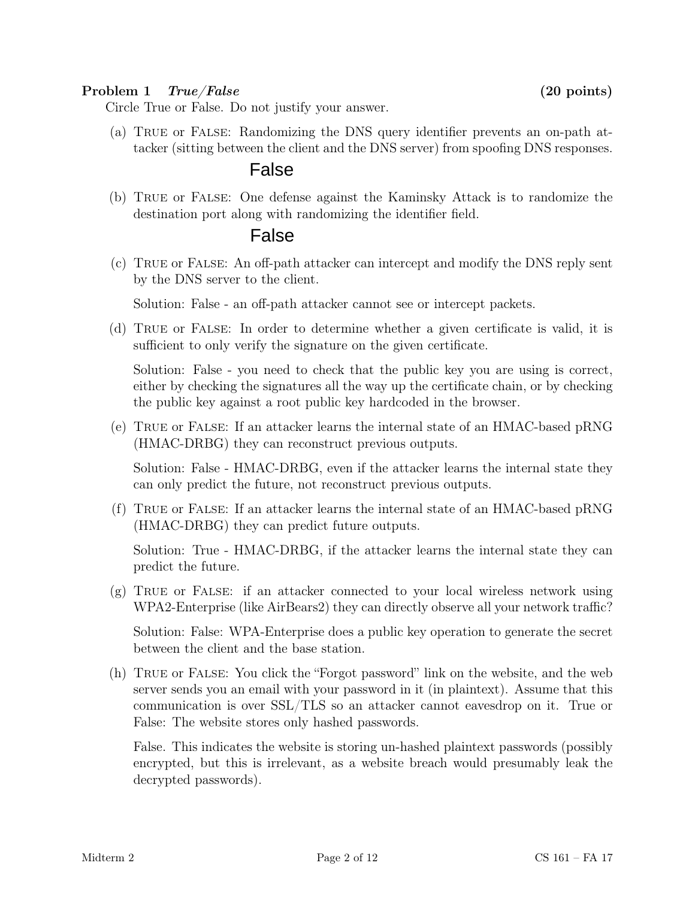**Problem 1** ***True/False*** **(20 points)**

Circle True or False. Do not justify your answer.

(a) TRUE or FALSE: Randomizing the DNS query identifier prevents an on-path attacker (sitting between the client and the DNS server) from spoofing DNS responses.

False

(b) TRUE or FALSE: One defense against the Kaminsky Attack is to randomize the destination port along with randomizing the identifier field.

False

(c) TRUE or FALSE: An off-path attacker can intercept and modify the DNS reply sent by the DNS server to the client.

Solution: False - an off-path attacker cannot see or intercept packets.

(d) TRUE or FALSE: In order to determine whether a given certificate is valid, it is sufficient to only verify the signature on the given certificate.

Solution: False - you need to check that the public key you are using is correct, either by checking the signatures all the way up the certificate chain, or by checking the public key against a root public key hardcoded in the browser.

(e) TRUE or FALSE: If an attacker learns the internal state of an HMAC-based pRNG (HMAC-DRBG) they can reconstruct previous outputs.

Solution: False - HMAC-DRBG, even if the attacker learns the internal state they can only predict the future, not reconstruct previous outputs.

(f) TRUE or FALSE: If an attacker learns the internal state of an HMAC-based pRNG (HMAC-DRBG) they can predict future outputs.

Solution: True - HMAC-DRBG, if the attacker learns the internal state they can predict the future.

(g) TRUE or FALSE: if an attacker connected to your local wireless network using WPA2-Enterprise (like AirBears2) they can directly observe all your network traffic?

Solution: False: WPA-Enterprise does a public key operation to generate the secret between the client and the base station.

(h) TRUE or FALSE: You click the "Forgot password" link on the website, and the web server sends you an email with your password in it (in plaintext). Assume that this communication is over SSL/TLS so an attacker cannot eavesdrop on it. True or False: The website stores only hashed passwords.

False. This indicates the website is storing un-hashed plaintext passwords (possibly encrypted, but this is irrelevant, as a website breach would presumably leak the decrypted passwords).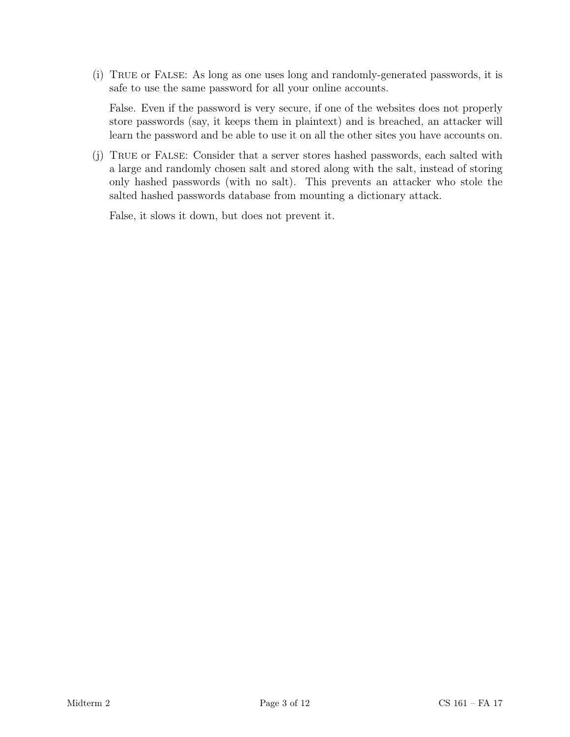(i) True or False: As long as one uses long and randomly-generated passwords, it is safe to use the same password for all your online accounts.

False. Even if the password is very secure, if one of the websites does not properly store passwords (say, it keeps them in plaintext) and is breached, an attacker will learn the password and be able to use it on all the other sites you have accounts on.

(j) True or False: Consider that a server stores hashed passwords, each salted with a large and randomly chosen salt and stored along with the salt, instead of storing only hashed passwords (with no salt). This prevents an attacker who stole the salted hashed passwords database from mounting a dictionary attack.

False, it slows it down, but does not prevent it.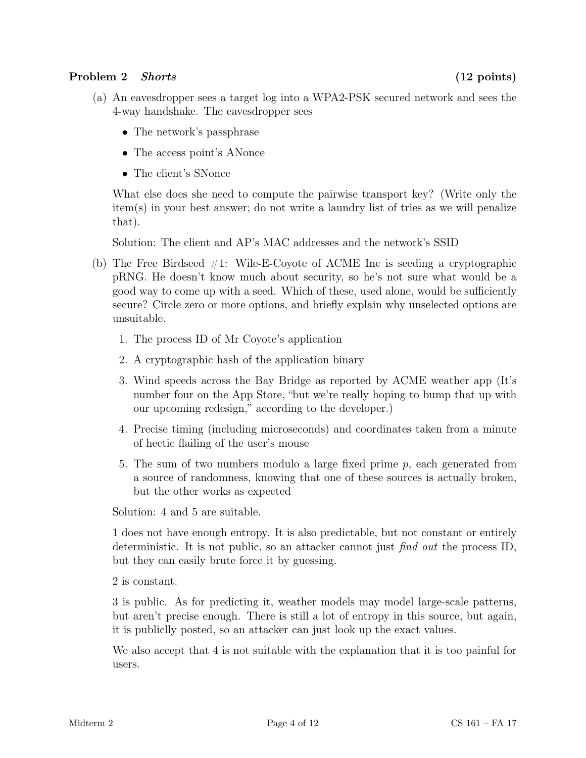## Problem 2 *Shorts* (12 points)

(a) An eavesdropper sees a target log into a WPA2-PSK secured network and sees the 4-way handshake. The eavesdropper sees

- The network's passphrase
- The access point's ANonce
- The client's SNonce

What else does she need to compute the pairwise transport key? (Write only the item(s) in your best answer; do not write a laundry list of tries as we will penalize that).

Solution: The client and AP's MAC addresses and the network's SSID

(b) The Free Birdseed #1: Wile-E-Coyote of ACME Inc is seeding a cryptographic pRNG. He doesn't know much about security, so he's not sure what would be a good way to come up with a seed. Which of these, used alone, would be sufficiently secure? Circle zero or more options, and briefly explain why unselected options are unsuitable.

1. The process ID of Mr Coyote's application
2. A cryptographic hash of the application binary
3. Wind speeds across the Bay Bridge as reported by ACME weather app (It's number four on the App Store, "but we're really hoping to bump that up with our upcoming redesign," according to the developer.)
4. Precise timing (including microseconds) and coordinates taken from a minute of hectic flailing of the user's mouse
5. The sum of two numbers modulo a large fixed prime $p$, each generated from a source of randomness, knowing that one of these sources is actually broken, but the other works as expected

Solution: 4 and 5 are suitable.

1 does not have enough entropy. It is also predictable, but not constant or entirely deterministic. It is not public, so an attacker cannot just *find out* the process ID, but they can easily brute force it by guessing.

2 is constant.

3 is public. As for predicting it, weather models may model large-scale patterns, but aren't precise enough. There is still a lot of entropy in this source, but again, it is publiclly posted, so an attacker can just look up the exact values.

We also accept that 4 is not suitable with the explanation that it is too painful for users.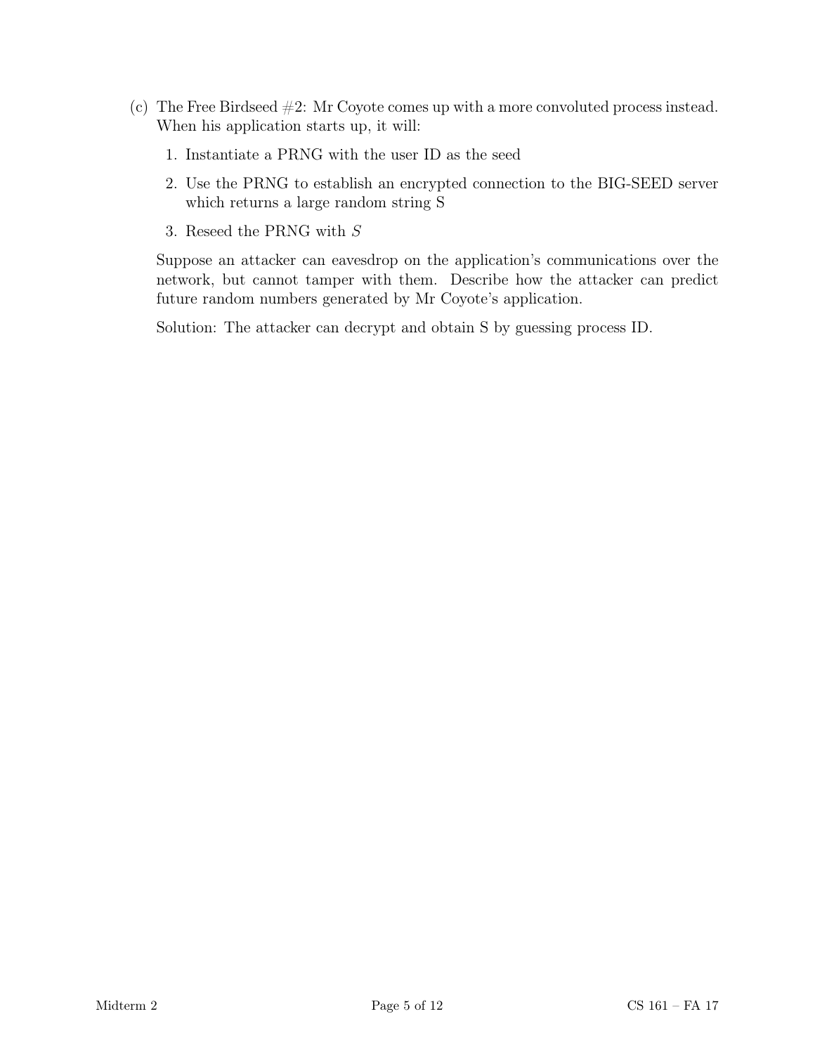(c) The Free Birdseed #2: Mr Coyote comes up with a more convoluted process instead. When his application starts up, it will:

1. Instantiate a PRNG with the user ID as the seed
2. Use the PRNG to establish an encrypted connection to the BIG-SEED server which returns a large random string S
3. Reseed the PRNG with $S$

Suppose an attacker can eavesdrop on the application's communications over the network, but cannot tamper with them. Describe how the attacker can predict future random numbers generated by Mr Coyote's application.

Solution: The attacker can decrypt and obtain S by guessing process ID.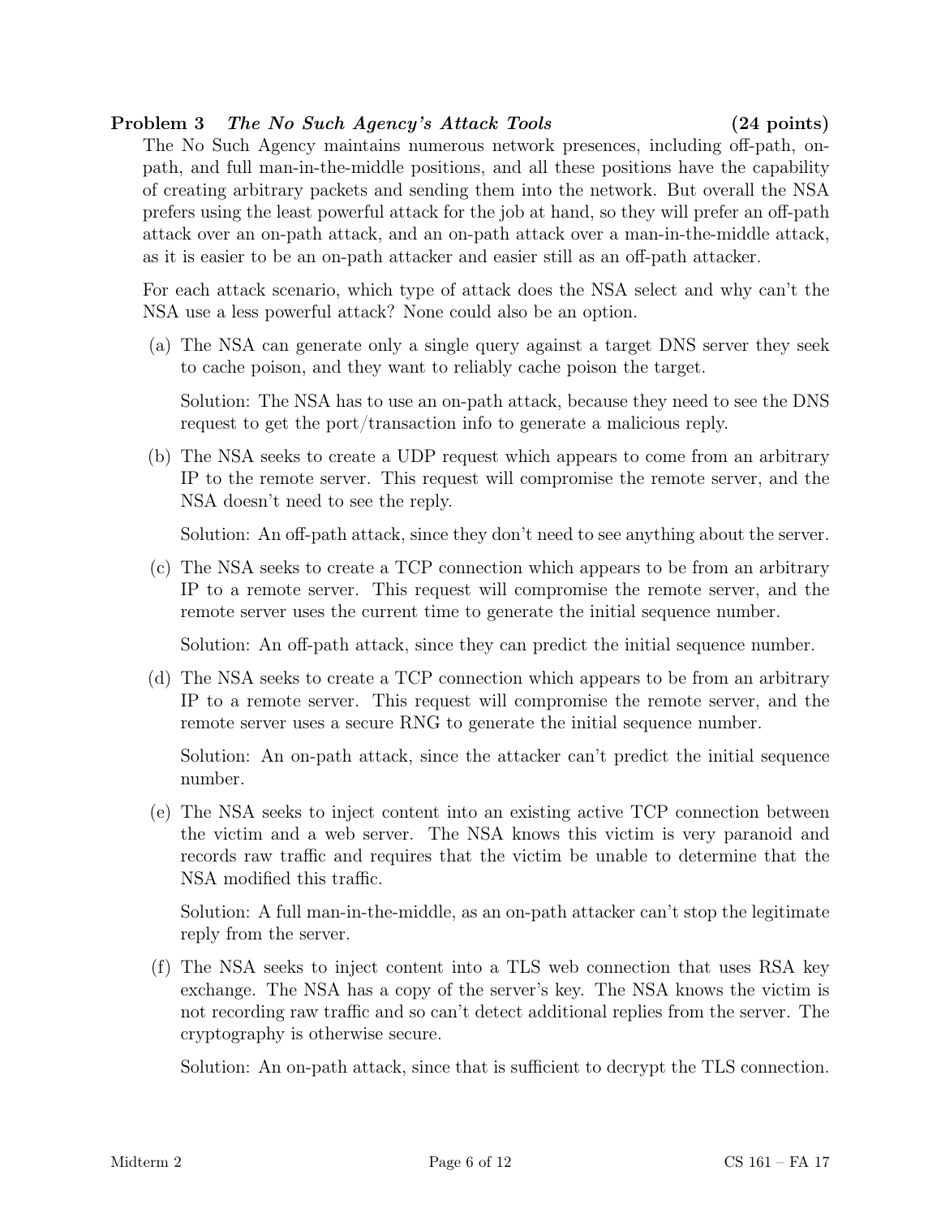**Problem 3** ***The No Such Agency's Attack Tools*** **(24 points)**

The No Such Agency maintains numerous network presences, including off-path, on-path, and full man-in-the-middle positions, and all these positions have the capability of creating arbitrary packets and sending them into the network. But overall the NSA prefers using the least powerful attack for the job at hand, so they will prefer an off-path attack over an on-path attack, and an on-path attack over a man-in-the-middle attack, as it is easier to be an on-path attacker and easier still as an off-path attacker.

For each attack scenario, which type of attack does the NSA select and why can't the NSA use a less powerful attack? None could also be an option.

(a) The NSA can generate only a single query against a target DNS server they seek to cache poison, and they want to reliably cache poison the target.

Solution: The NSA has to use an on-path attack, because they need to see the DNS request to get the port/transaction info to generate a malicious reply.

(b) The NSA seeks to create a UDP request which appears to come from an arbitrary IP to the remote server. This request will compromise the remote server, and the NSA doesn't need to see the reply.

Solution: An off-path attack, since they don't need to see anything about the server.

(c) The NSA seeks to create a TCP connection which appears to be from an arbitrary IP to a remote server. This request will compromise the remote server, and the remote server uses the current time to generate the initial sequence number.

Solution: An off-path attack, since they can predict the initial sequence number.

(d) The NSA seeks to create a TCP connection which appears to be from an arbitrary IP to a remote server. This request will compromise the remote server, and the remote server uses a secure RNG to generate the initial sequence number.

Solution: An on-path attack, since the attacker can't predict the initial sequence number.

(e) The NSA seeks to inject content into an existing active TCP connection between the victim and a web server. The NSA knows this victim is very paranoid and records raw traffic and requires that the victim be unable to determine that the NSA modified this traffic.

Solution: A full man-in-the-middle, as an on-path attacker can't stop the legitimate reply from the server.

(f) The NSA seeks to inject content into a TLS web connection that uses RSA key exchange. The NSA has a copy of the server's key. The NSA knows the victim is not recording raw traffic and so can't detect additional replies from the server. The cryptography is otherwise secure.

Solution: An on-path attack, since that is sufficient to decrypt the TLS connection.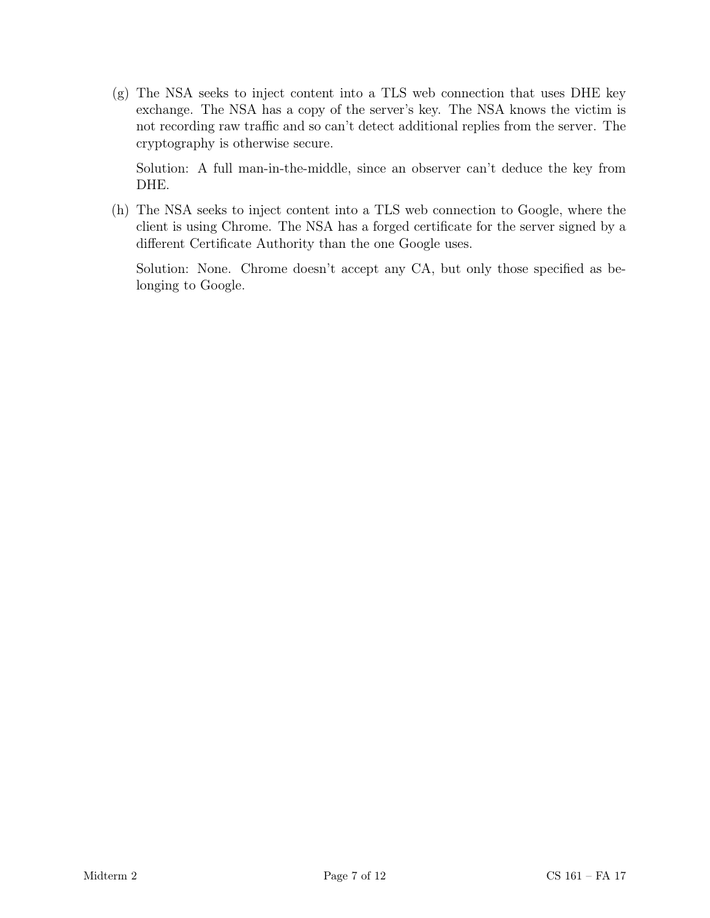(g) The NSA seeks to inject content into a TLS web connection that uses DHE key exchange. The NSA has a copy of the server's key. The NSA knows the victim is not recording raw traffic and so can't detect additional replies from the server. The cryptography is otherwise secure.

Solution: A full man-in-the-middle, since an observer can't deduce the key from DHE.

(h) The NSA seeks to inject content into a TLS web connection to Google, where the client is using Chrome. The NSA has a forged certificate for the server signed by a different Certificate Authority than the one Google uses.

Solution: None. Chrome doesn't accept any CA, but only those specified as belonging to Google.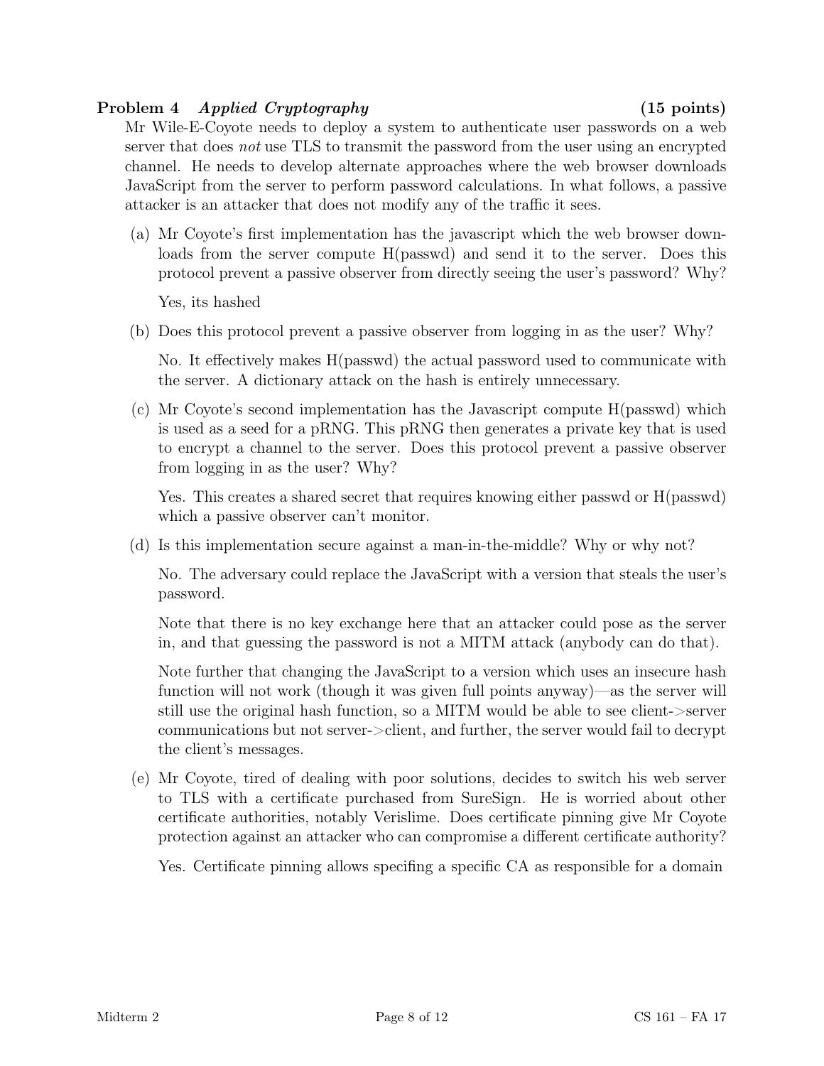**Problem 4** *Applied Cryptography* **(15 points)**

Mr Wile-E-Coyote needs to deploy a system to authenticate user passwords on a web server that does *not* use TLS to transmit the password from the user using an encrypted channel. He needs to develop alternate approaches where the web browser downloads JavaScript from the server to perform password calculations. In what follows, a passive attacker is an attacker that does not modify any of the traffic it sees.

(a) Mr Coyote's first implementation has the javascript which the web browser downloads from the server compute H(passwd) and send it to the server. Does this protocol prevent a passive observer from directly seeing the user's password? Why?

Yes, its hashed

(b) Does this protocol prevent a passive observer from logging in as the user? Why?

No. It effectively makes H(passwd) the actual password used to communicate with the server. A dictionary attack on the hash is entirely unnecessary.

(c) Mr Coyote's second implementation has the Javascript compute H(passwd) which is used as a seed for a pRNG. This pRNG then generates a private key that is used to encrypt a channel to the server. Does this protocol prevent a passive observer from logging in as the user? Why?

Yes. This creates a shared secret that requires knowing either passwd or H(passwd) which a passive observer can't monitor.

(d) Is this implementation secure against a man-in-the-middle? Why or why not?

No. The adversary could replace the JavaScript with a version that steals the user's password.

Note that there is no key exchange here that an attacker could pose as the server in, and that guessing the password is not a MITM attack (anybody can do that).

Note further that changing the JavaScript to a version which uses an insecure hash function will not work (though it was given full points anyway)—as the server will still use the original hash function, so a MITM would be able to see client->server communications but not server->client, and further, the server would fail to decrypt the client's messages.

(e) Mr Coyote, tired of dealing with poor solutions, decides to switch his web server to TLS with a certificate purchased from SureSign. He is worried about other certificate authorities, notably Verislime. Does certificate pinning give Mr Coyote protection against an attacker who can compromise a different certificate authority?

Yes. Certificate pinning allows specifing a specific CA as responsible for a domain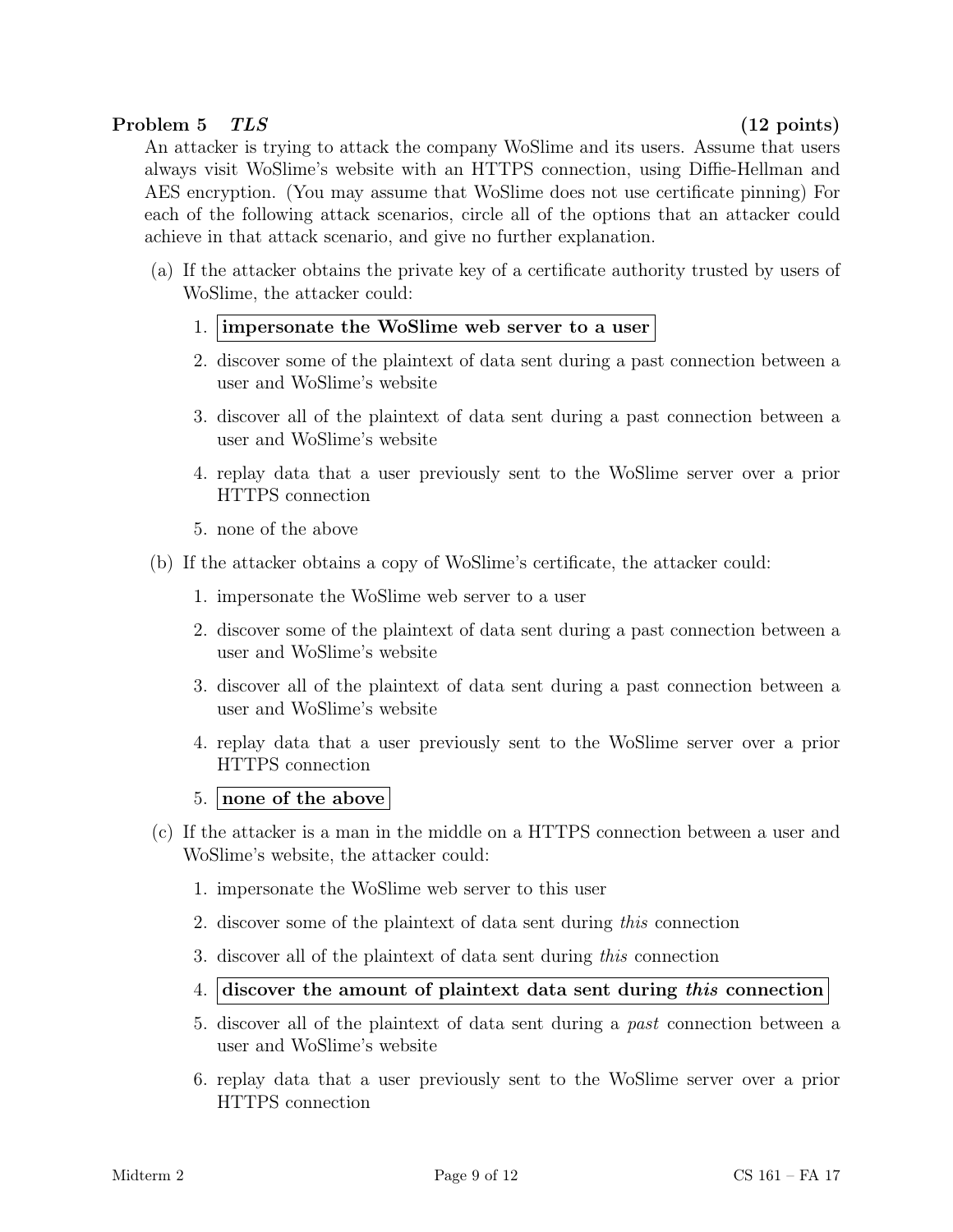**Problem 5** ***TLS*** **(12 points)**

An attacker is trying to attack the company WoSlime and its users. Assume that users always visit WoSlime's website with an HTTPS connection, using Diffie-Hellman and AES encryption. (You may assume that WoSlime does not use certificate pinning) For each of the following attack scenarios, circle all of the options that an attacker could achieve in that attack scenario, and give no further explanation.

(a) If the attacker obtains the private key of a certificate authority trusted by users of WoSlime, the attacker could:

1. **impersonate the WoSlime web server to a user**
2. discover some of the plaintext of data sent during a past connection between a user and WoSlime's website
3. discover all of the plaintext of data sent during a past connection between a user and WoSlime's website
4. replay data that a user previously sent to the WoSlime server over a prior HTTPS connection
5. none of the above

(b) If the attacker obtains a copy of WoSlime's certificate, the attacker could:

1. impersonate the WoSlime web server to a user
2. discover some of the plaintext of data sent during a past connection between a user and WoSlime's website
3. discover all of the plaintext of data sent during a past connection between a user and WoSlime's website
4. replay data that a user previously sent to the WoSlime server over a prior HTTPS connection
5. **none of the above**

(c) If the attacker is a man in the middle on a HTTPS connection between a user and WoSlime's website, the attacker could:

1. impersonate the WoSlime web server to this user
2. discover some of the plaintext of data sent during *this* connection
3. discover all of the plaintext of data sent during *this* connection
4. **discover the amount of plaintext data sent during *this* connection**
5. discover all of the plaintext of data sent during a *past* connection between a user and WoSlime's website
6. replay data that a user previously sent to the WoSlime server over a prior HTTPS connection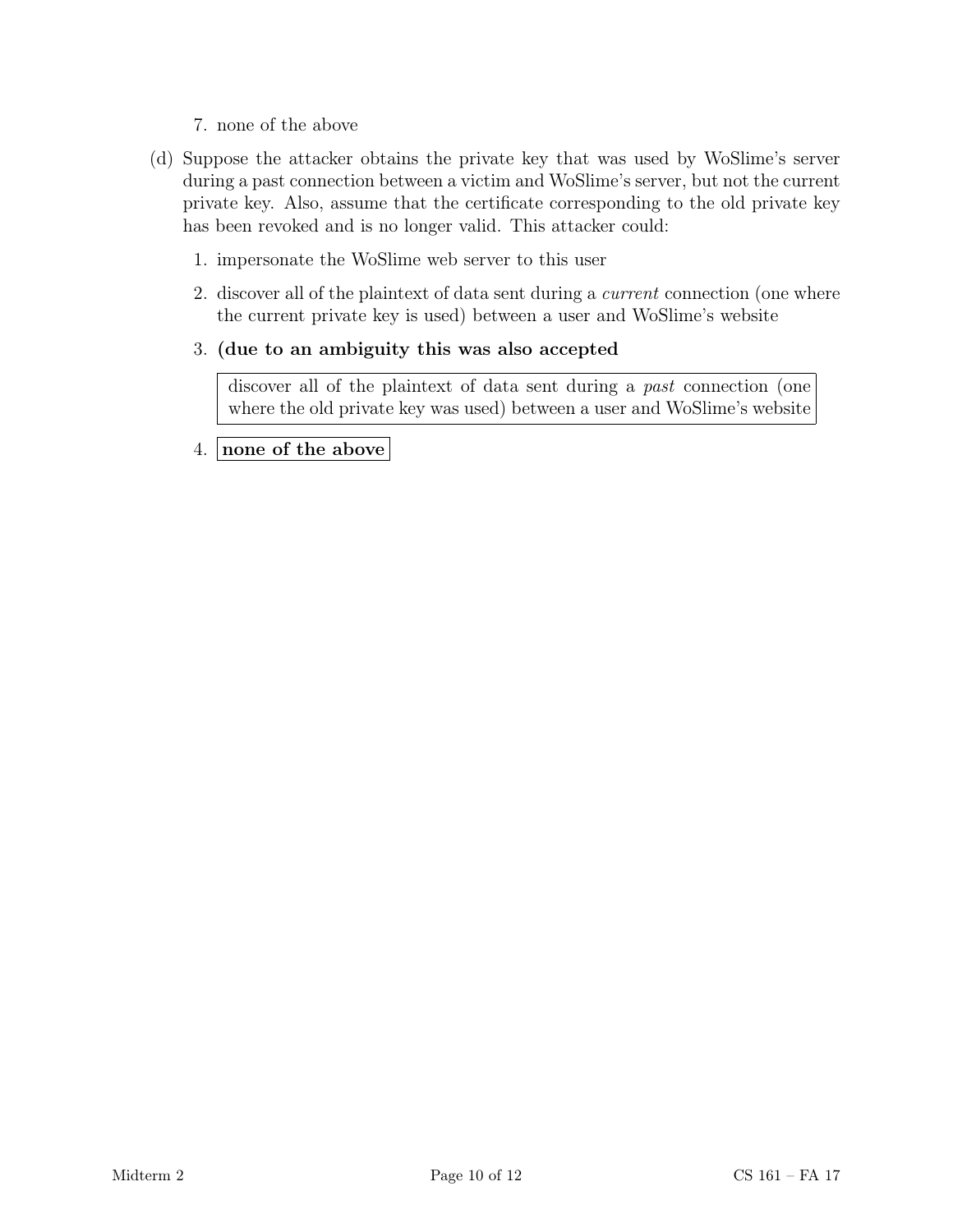7. none of the above

(d) Suppose the attacker obtains the private key that was used by WoSlime's server during a past connection between a victim and WoSlime's server, but not the current private key. Also, assume that the certificate corresponding to the old private key has been revoked and is no longer valid. This attacker could:

1. impersonate the WoSlime web server to this user
2. discover all of the plaintext of data sent during a *current* connection (one where the current private key is used) between a user and WoSlime's website
3. **(due to an ambiguity this was also accepted**

   discover all of the plaintext of data sent during a *past* connection (one where the old private key was used) between a user and WoSlime's website

4. **none of the above**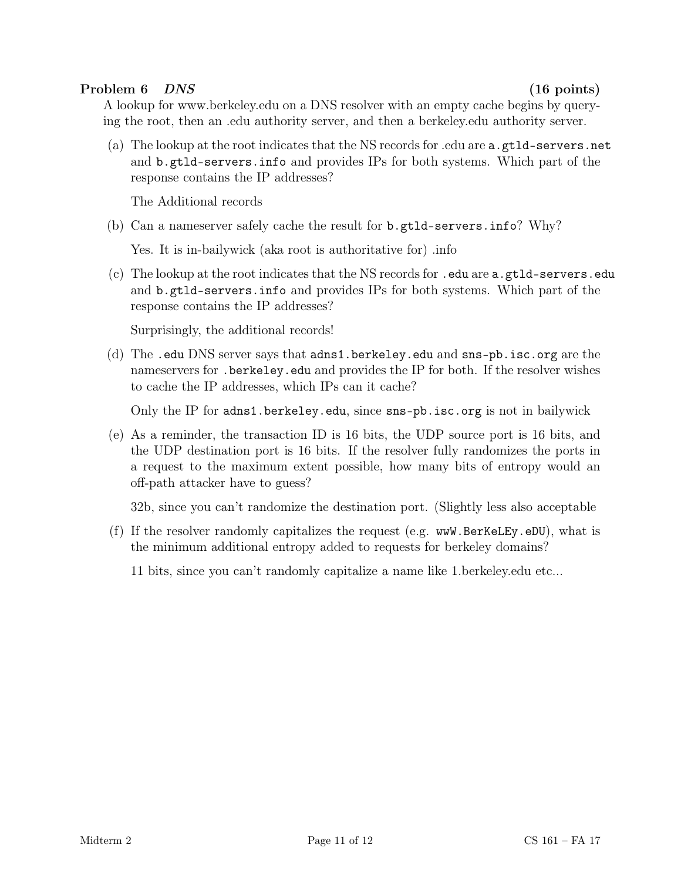**Problem 6** ***DNS*** **(16 points)**

A lookup for www.berkeley.edu on a DNS resolver with an empty cache begins by querying the root, then an .edu authority server, and then a berkeley.edu authority server.

(a) The lookup at the root indicates that the NS records for .edu are `a.gtld-servers.net` and `b.gtld-servers.info` and provides IPs for both systems. Which part of the response contains the IP addresses?

The Additional records

(b) Can a nameserver safely cache the result for `b.gtld-servers.info`? Why?

Yes. It is in-bailywick (aka root is authoritative for) .info

(c) The lookup at the root indicates that the NS records for `.edu` are `a.gtld-servers.edu` and `b.gtld-servers.info` and provides IPs for both systems. Which part of the response contains the IP addresses?

Surprisingly, the additional records!

(d) The `.edu` DNS server says that `adns1.berkeley.edu` and `sns-pb.isc.org` are the nameservers for `.berkeley.edu` and provides the IP for both. If the resolver wishes to cache the IP addresses, which IPs can it cache?

Only the IP for `adns1.berkeley.edu`, since `sns-pb.isc.org` is not in bailywick

(e) As a reminder, the transaction ID is 16 bits, the UDP source port is 16 bits, and the UDP destination port is 16 bits. If the resolver fully randomizes the ports in a request to the maximum extent possible, how many bits of entropy would an off-path attacker have to guess?

32b, since you can't randomize the destination port. (Slightly less also acceptable

(f) If the resolver randomly capitalizes the request (e.g. `wwW.BerKeLEy.eDU`), what is the minimum additional entropy added to requests for berkeley domains?

11 bits, since you can't randomly capitalize a name like 1.berkeley.edu etc...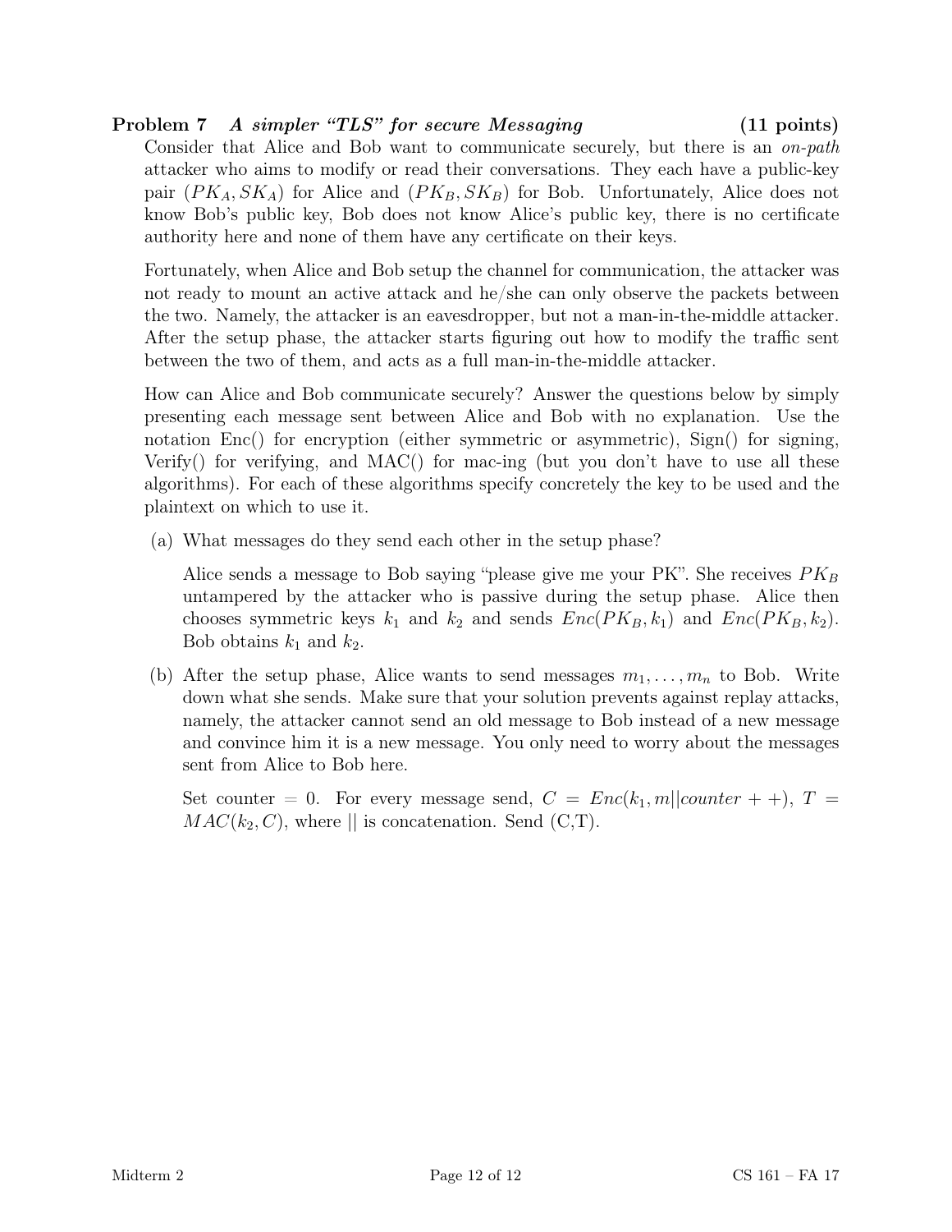**Problem 7** *A simpler "TLS" for secure Messaging* **(11 points)**

Consider that Alice and Bob want to communicate securely, but there is an *on-path* attacker who aims to modify or read their conversations. They each have a public-key pair $(PK_A, SK_A)$ for Alice and $(PK_B, SK_B)$ for Bob. Unfortunately, Alice does not know Bob's public key, Bob does not know Alice's public key, there is no certificate authority here and none of them have any certificate on their keys.

Fortunately, when Alice and Bob setup the channel for communication, the attacker was not ready to mount an active attack and he/she can only observe the packets between the two. Namely, the attacker is an eavesdropper, but not a man-in-the-middle attacker. After the setup phase, the attacker starts figuring out how to modify the traffic sent between the two of them, and acts as a full man-in-the-middle attacker.

How can Alice and Bob communicate securely? Answer the questions below by simply presenting each message sent between Alice and Bob with no explanation. Use the notation Enc() for encryption (either symmetric or asymmetric), Sign() for signing, Verify() for verifying, and MAC() for mac-ing (but you don't have to use all these algorithms). For each of these algorithms specify concretely the key to be used and the plaintext on which to use it.

(a) What messages do they send each other in the setup phase?

Alice sends a message to Bob saying "please give me your PK". She receives $PK_B$ untampered by the attacker who is passive during the setup phase. Alice then chooses symmetric keys $k_1$ and $k_2$ and sends $Enc(PK_B, k_1)$ and $Enc(PK_B, k_2)$. Bob obtains $k_1$ and $k_2$.

(b) After the setup phase, Alice wants to send messages $m_1, \ldots, m_n$ to Bob. Write down what she sends. Make sure that your solution prevents against replay attacks, namely, the attacker cannot send an old message to Bob instead of a new message and convince him it is a new message. You only need to worry about the messages sent from Alice to Bob here.

Set counter = 0. For every message send, $C = Enc(k_1, m || counter++)$, $T = MAC(k_2, C)$, where $||$ is concatenation. Send (C,T).